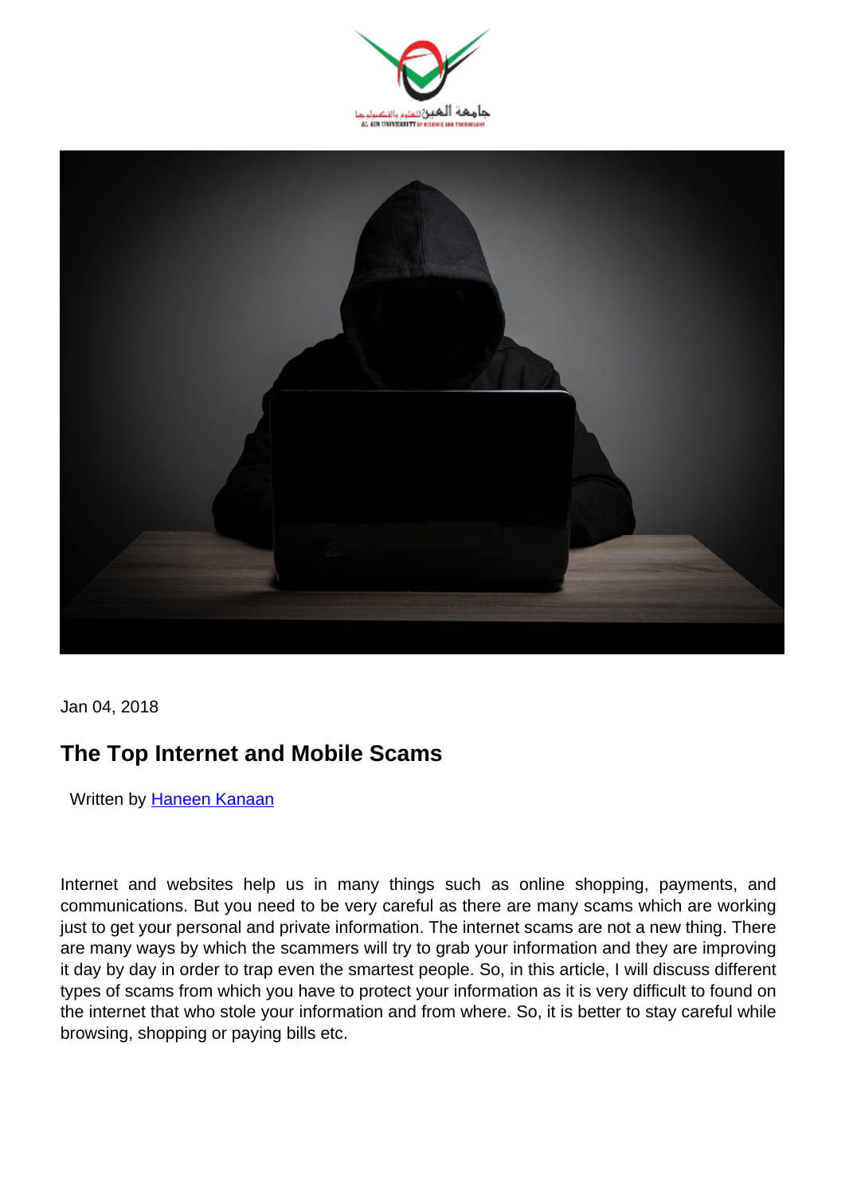Jan 04, 2018

# The Top Internet and Mobile Scams

Written by [Haneen Kanaan]

Internet and websites help us in many things such as online shopping, payments, and communications. But you need to be very careful as there are many scams which are working just to get your personal and private information. The internet scams are not a new thing. There are many ways by which the scammers will try to grab your information and they are improving it day by day in order to trap even the smartest people. So, in this article, I will discuss different types of scams from which you have to protect your information as it is very difficult to found on the internet that who stole your information and from where. So, it is better to stay careful while browsing, shopping or paying bills etc.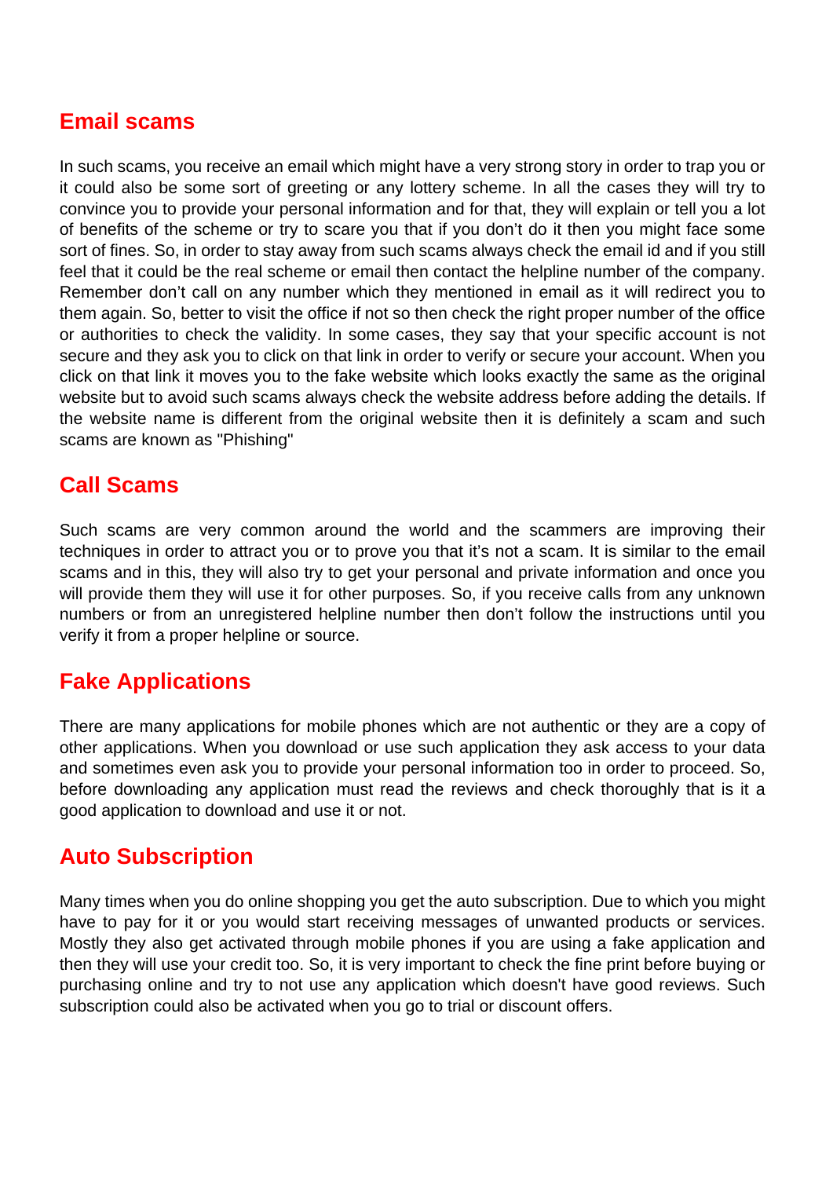## Email scams

In such scams, you receive an email which might have a very strong story in order to trap you or it could also be some sort of greeting or any lottery scheme. In all the cases they will try to convince you to provide your personal information and for that, they will explain or tell you a lot of benefits of the scheme or try to scare you that if you don't do it then you might face some sort of fines. So, in order to stay away from such scams always check the email id and if you still feel that it could be the real scheme or email then contact the helpline number of the company. Remember don't call on any number which they mentioned in email as it will redirect you to them again. So, better to visit the office if not so then check the right proper number of the office or authorities to check the validity. In some cases, they say that your specific account is not secure and they ask you to click on that link in order to verify or secure your account. When you click on that link it moves you to the fake website which looks exactly the same as the original website but to avoid such scams always check the website address before adding the details. If the website name is different from the original website then it is definitely a scam and such scams are known as "Phishing"

## Call Scams

Such scams are very common around the world and the scammers are improving their techniques in order to attract you or to prove you that it's not a scam. It is similar to the email scams and in this, they will also try to get your personal and private information and once you will provide them they will use it for other purposes. So, if you receive calls from any unknown numbers or from an unregistered helpline number then don't follow the instructions until you verify it from a proper helpline or source.

## Fake Applications

There are many applications for mobile phones which are not authentic or they are a copy of other applications. When you download or use such application they ask access to your data and sometimes even ask you to provide your personal information too in order to proceed. So, before downloading any application must read the reviews and check thoroughly that is it a good application to download and use it or not.

## Auto Subscription

Many times when you do online shopping you get the auto subscription. Due to which you might have to pay for it or you would start receiving messages of unwanted products or services. Mostly they also get activated through mobile phones if you are using a fake application and then they will use your credit too. So, it is very important to check the fine print before buying or purchasing online and try to not use any application which doesn't have good reviews. Such subscription could also be activated when you go to trial or discount offers.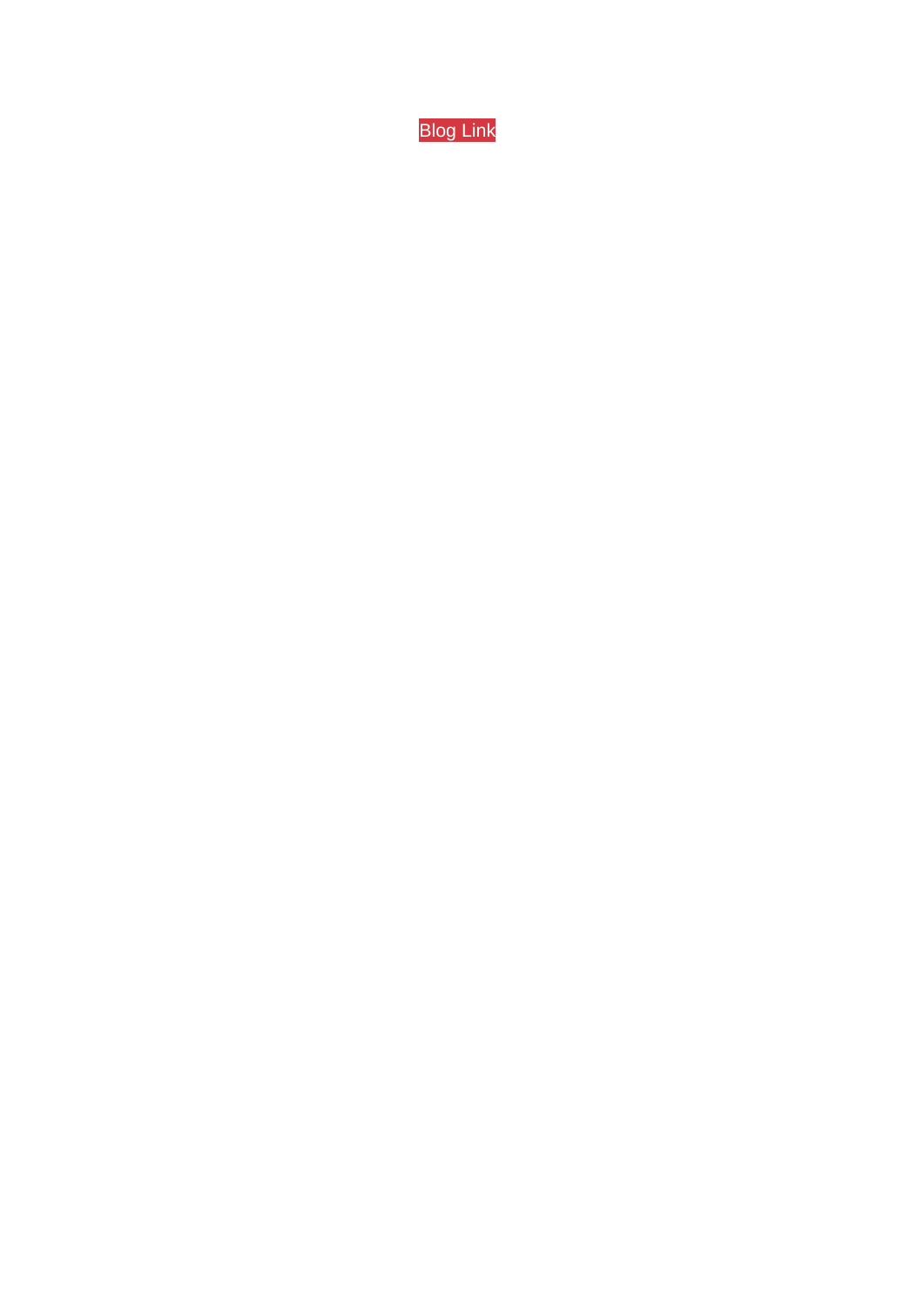Blog Link